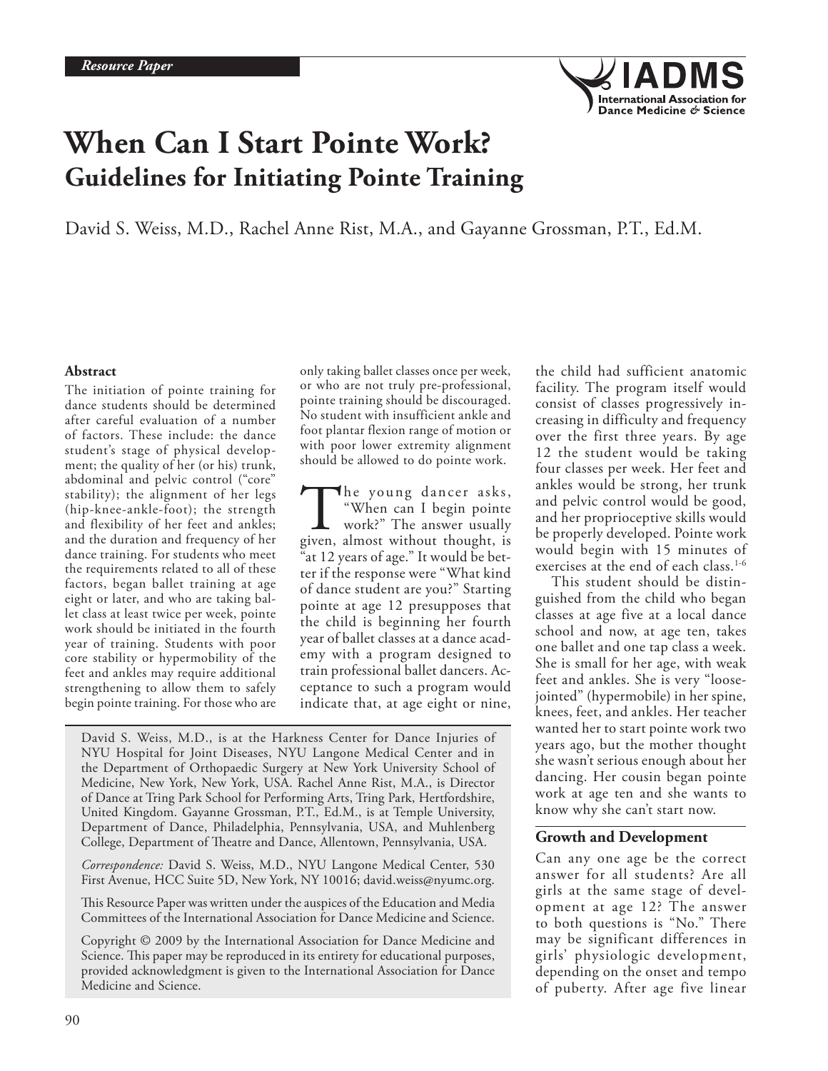*Resource Paper*

# When Can I Start Pointe Work?

## Guidelines for Initiating Pointe Training

David S. Weiss, M.D., Rachel Anne Rist, M.A., and Gayanne Grossman, P.T., Ed.M.

### Abstract

The initiation of pointe training for dance students should be determined after careful evaluation of a number of factors. These include: the dance student's stage of physical development; the quality of her (or his) trunk, abdominal and pelvic control ("core" stability); the alignment of her legs (hip-knee-ankle-foot); the strength and flexibility of her feet and ankles; and the duration and frequency of her dance training. For students who meet the requirements related to all of these factors, began ballet training at age eight or later, and who are taking ballet class at least twice per week, pointe work should be initiated in the fourth year of training. Students with poor core stability or hypermobility of the feet and ankles may require additional strengthening to allow them to safely begin pointe training. For those who are only taking ballet classes once per week, or who are not truly pre-professional, pointe training should be discouraged. No student with insufficient ankle and foot plantar flexion range of motion or with poor lower extremity alignment should be allowed to do pointe work.

The young dancer asks, "When can I begin pointe work?" The answer usually given, almost without thought, is "at 12 years of age." It would be better if the response were "What kind of dance student are you?" Starting pointe at age 12 presupposes that the child is beginning her fourth year of ballet classes at a dance academy with a program designed to train professional ballet dancers. Acceptance to such a program would indicate that, at age eight or nine, the child had sufficient anatomic facility. The program itself would consist of classes progressively increasing in difficulty and frequency over the first three years. By age 12 the student would be taking four classes per week. Her feet and ankles would be strong, her trunk and pelvic control would be good, and her proprioceptive skills would be properly developed. Pointe work would begin with 15 minutes of exercises at the end of each class.[1-6]

This student should be distinguished from the child who began classes at age five at a local dance school and now, at age ten, takes one ballet and one tap class a week. She is small for her age, with weak feet and ankles. She is very "loose-jointed" (hypermobile) in her spine, knees, feet, and ankles. Her teacher wanted her to start pointe work two years ago, but the mother thought she wasn't serious enough about her dancing. Her cousin began pointe work at age ten and she wants to know why she can't start now.

David S. Weiss, M.D., is at the Harkness Center for Dance Injuries of NYU Hospital for Joint Diseases, NYU Langone Medical Center and in the Department of Orthopaedic Surgery at New York University School of Medicine, New York, New York, USA. Rachel Anne Rist, M.A., is Director of Dance at Tring Park School for Performing Arts, Tring Park, Hertfordshire, United Kingdom. Gayanne Grossman, P.T., Ed.M., is at Temple University, Department of Dance, Philadelphia, Pennsylvania, USA, and Muhlenberg College, Department of Theatre and Dance, Allentown, Pennsylvania, USA.

*Correspondence:* David S. Weiss, M.D., NYU Langone Medical Center, 530 First Avenue, HCC Suite 5D, New York, NY 10016; david.weiss@nyumc.org.

This Resource Paper was written under the auspices of the Education and Media Committees of the International Association for Dance Medicine and Science.

Copyright © 2009 by the International Association for Dance Medicine and Science. This paper may be reproduced in its entirety for educational purposes, provided acknowledgment is given to the International Association for Dance Medicine and Science.

### Growth and Development

Can any one age be the correct answer for all students? Are all girls at the same stage of development at age 12? The answer to both questions is "No." There may be significant differences in girls' physiologic development, depending on the onset and tempo of puberty. After age five linear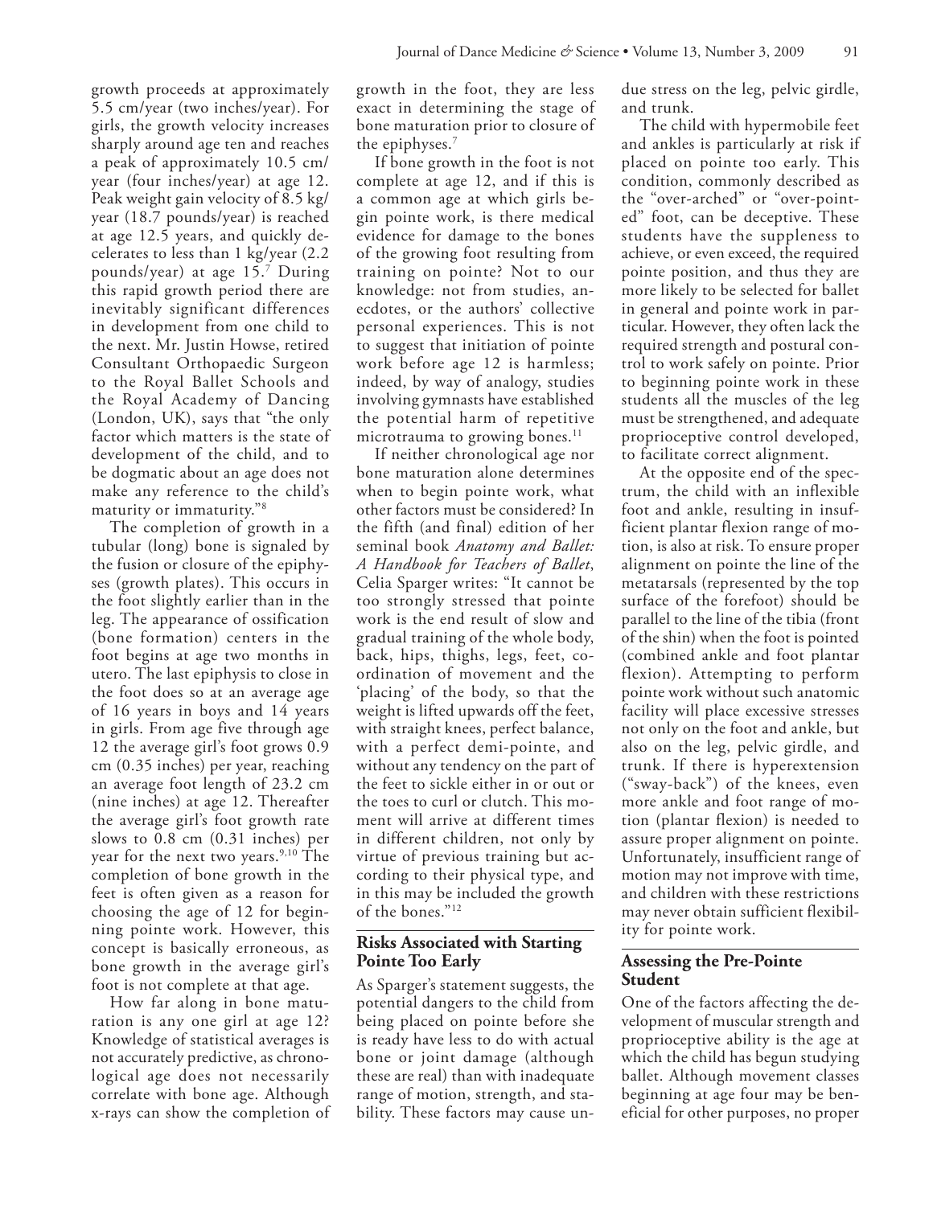growth proceeds at approximately 5.5 cm/year (two inches/year). For girls, the growth velocity increases sharply around age ten and reaches a peak of approximately 10.5 cm/year (four inches/year) at age 12. Peak weight gain velocity of 8.5 kg/year (18.7 pounds/year) is reached at age 12.5 years, and quickly decelerates to less than 1 kg/year (2.2 pounds/year) at age 15.[7] During this rapid growth period there are inevitably significant differences in development from one child to the next. Mr. Justin Howse, retired Consultant Orthopaedic Surgeon to the Royal Ballet Schools and the Royal Academy of Dancing (London, UK), says that "the only factor which matters is the state of development of the child, and to be dogmatic about an age does not make any reference to the child's maturity or immaturity."[8]

The completion of growth in a tubular (long) bone is signaled by the fusion or closure of the epiphyses (growth plates). This occurs in the foot slightly earlier than in the leg. The appearance of ossification (bone formation) centers in the foot begins at age two months in utero. The last epiphysis to close in the foot does so at an average age of 16 years in boys and 14 years in girls. From age five through age 12 the average girl's foot grows 0.9 cm (0.35 inches) per year, reaching an average foot length of 23.2 cm (nine inches) at age 12. Thereafter the average girl's foot growth rate slows to 0.8 cm (0.31 inches) per year for the next two years.[9,10] The completion of bone growth in the feet is often given as a reason for choosing the age of 12 for beginning pointe work. However, this concept is basically erroneous, as bone growth in the average girl's foot is not complete at that age.

How far along in bone maturation is any one girl at age 12? Knowledge of statistical averages is not accurately predictive, as chronological age does not necessarily correlate with bone age. Although x-rays can show the completion of growth in the foot, they are less exact in determining the stage of bone maturation prior to closure of the epiphyses.[7]

If bone growth in the foot is not complete at age 12, and if this is a common age at which girls begin pointe work, is there medical evidence for damage to the bones of the growing foot resulting from training on pointe? Not to our knowledge: not from studies, anecdotes, or the authors' collective personal experiences. This is not to suggest that initiation of pointe work before age 12 is harmless; indeed, by way of analogy, studies involving gymnasts have established the potential harm of repetitive microtrauma to growing bones.[11]

If neither chronological age nor bone maturation alone determines when to begin pointe work, what other factors must be considered? In the fifth (and final) edition of her seminal book *Anatomy and Ballet: A Handbook for Teachers of Ballet*, Celia Sparger writes: "It cannot be too strongly stressed that pointe work is the end result of slow and gradual training of the whole body, back, hips, thighs, legs, feet, coordination of movement and the 'placing' of the body, so that the weight is lifted upwards off the feet, with straight knees, perfect balance, with a perfect demi-pointe, and without any tendency on the part of the feet to sickle either in or out or the toes to curl or clutch. This moment will arrive at different times in different children, not only by virtue of previous training but according to their physical type, and in this may be included the growth of the bones."[12]

## Risks Associated with Starting Pointe Too Early

As Sparger's statement suggests, the potential dangers to the child from being placed on pointe before she is ready have less to do with actual bone or joint damage (although these are real) than with inadequate range of motion, strength, and stability. These factors may cause undue stress on the leg, pelvic girdle, and trunk.

The child with hypermobile feet and ankles is particularly at risk if placed on pointe too early. This condition, commonly described as the "over-arched" or "over-pointed" foot, can be deceptive. These students have the suppleness to achieve, or even exceed, the required pointe position, and thus they are more likely to be selected for ballet in general and pointe work in particular. However, they often lack the required strength and postural control to work safely on pointe. Prior to beginning pointe work in these students all the muscles of the leg must be strengthened, and adequate proprioceptive control developed, to facilitate correct alignment.

At the opposite end of the spectrum, the child with an inflexible foot and ankle, resulting in insufficient plantar flexion range of motion, is also at risk. To ensure proper alignment on pointe the line of the metatarsals (represented by the top surface of the forefoot) should be parallel to the line of the tibia (front of the shin) when the foot is pointed (combined ankle and foot plantar flexion). Attempting to perform pointe work without such anatomic facility will place excessive stresses not only on the foot and ankle, but also on the leg, pelvic girdle, and trunk. If there is hyperextension ("sway-back") of the knees, even more ankle and foot range of motion (plantar flexion) is needed to assure proper alignment on pointe. Unfortunately, insufficient range of motion may not improve with time, and children with these restrictions may never obtain sufficient flexibility for pointe work.

## Assessing the Pre-Pointe Student

One of the factors affecting the development of muscular strength and proprioceptive ability is the age at which the child has begun studying ballet. Although movement classes beginning at age four may be beneficial for other purposes, no proper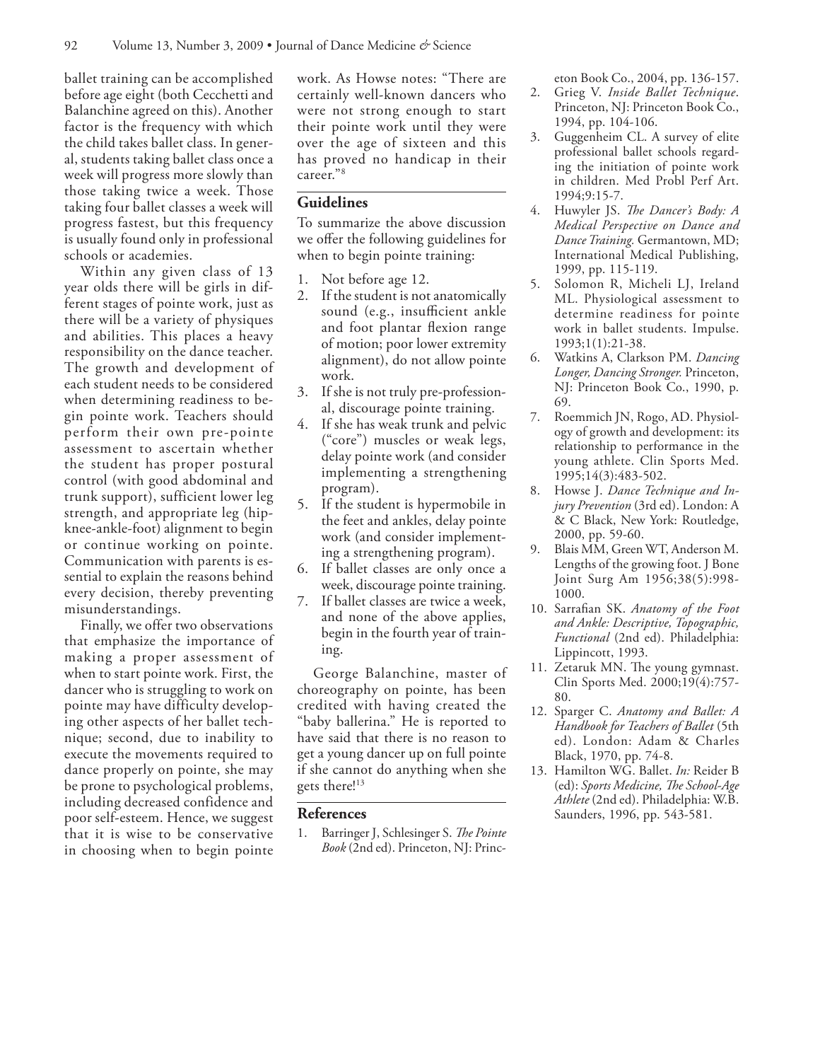ballet training can be accomplished before age eight (both Cecchetti and Balanchine agreed on this). Another factor is the frequency with which the child takes ballet class. In general, students taking ballet class once a week will progress more slowly than those taking twice a week. Those taking four ballet classes a week will progress fastest, but this frequency is usually found only in professional schools or academies.

Within any given class of 13 year olds there will be girls in different stages of pointe work, just as there will be a variety of physiques and abilities. This places a heavy responsibility on the dance teacher. The growth and development of each student needs to be considered when determining readiness to begin pointe work. Teachers should perform their own pre-pointe assessment to ascertain whether the student has proper postural control (with good abdominal and trunk support), sufficient lower leg strength, and appropriate leg (hip-knee-ankle-foot) alignment to begin or continue working on pointe. Communication with parents is essential to explain the reasons behind every decision, thereby preventing misunderstandings.

Finally, we offer two observations that emphasize the importance of making a proper assessment of when to start pointe work. First, the dancer who is struggling to work on pointe may have difficulty developing other aspects of her ballet technique; second, due to inability to execute the movements required to dance properly on pointe, she may be prone to psychological problems, including decreased confidence and poor self-esteem. Hence, we suggest that it is wise to be conservative in choosing when to begin pointe work. As Howse notes: "There are certainly well-known dancers who were not strong enough to start their pointe work until they were over the age of sixteen and this has proved no handicap in their career."[8]

## Guidelines

To summarize the above discussion we offer the following guidelines for when to begin pointe training:

1. Not before age 12.
2. If the student is not anatomically sound (e.g., insufficient ankle and foot plantar flexion range of motion; poor lower extremity alignment), do not allow pointe work.
3. If she is not truly pre-professional, discourage pointe training.
4. If she has weak trunk and pelvic ("core") muscles or weak legs, delay pointe work (and consider implementing a strengthening program).
5. If the student is hypermobile in the feet and ankles, delay pointe work (and consider implementing a strengthening program).
6. If ballet classes are only once a week, discourage pointe training.
7. If ballet classes are twice a week, and none of the above applies, begin in the fourth year of training.

George Balanchine, master of choreography on pointe, has been credited with having created the "baby ballerina." He is reported to have said that there is no reason to get a young dancer up on full pointe if she cannot do anything when she gets there![13]

## References

1. Barringer J, Schlesinger S. *The Pointe Book* (2nd ed). Princeton, NJ: Princeton Book Co., 2004, pp. 136-157.
2. Grieg V. *Inside Ballet Technique*. Princeton, NJ: Princeton Book Co., 1994, pp. 104-106.
3. Guggenheim CL. A survey of elite professional ballet schools regarding the initiation of pointe work in children. Med Probl Perf Art. 1994;9:15-7.
4. Huwyler JS. *The Dancer's Body: A Medical Perspective on Dance and Dance Training*. Germantown, MD; International Medical Publishing, 1999, pp. 115-119.
5. Solomon R, Micheli LJ, Ireland ML. Physiological assessment to determine readiness for pointe work in ballet students. Impulse. 1993;1(1):21-38.
6. Watkins A, Clarkson PM. *Dancing Longer, Dancing Stronger*. Princeton, NJ: Princeton Book Co., 1990, p. 69.
7. Roemmich JN, Rogo, AD. Physiology of growth and development: its relationship to performance in the young athlete. Clin Sports Med. 1995;14(3):483-502.
8. Howse J. *Dance Technique and Injury Prevention* (3rd ed). London: A & C Black, New York: Routledge, 2000, pp. 59-60.
9. Blais MM, Green WT, Anderson M. Lengths of the growing foot. J Bone Joint Surg Am 1956;38(5):998-1000.
10. Sarrafian SK. *Anatomy of the Foot and Ankle: Descriptive, Topographic, Functional* (2nd ed). Philadelphia: Lippincott, 1993.
11. Zetaruk MN. The young gymnast. Clin Sports Med. 2000;19(4):757-80.
12. Sparger C. *Anatomy and Ballet: A Handbook for Teachers of Ballet* (5th ed). London: Adam & Charles Black, 1970, pp. 74-8.
13. Hamilton WG. Ballet. *In:* Reider B (ed): *Sports Medicine, The School-Age Athlete* (2nd ed). Philadelphia: W.B. Saunders, 1996, pp. 543-581.